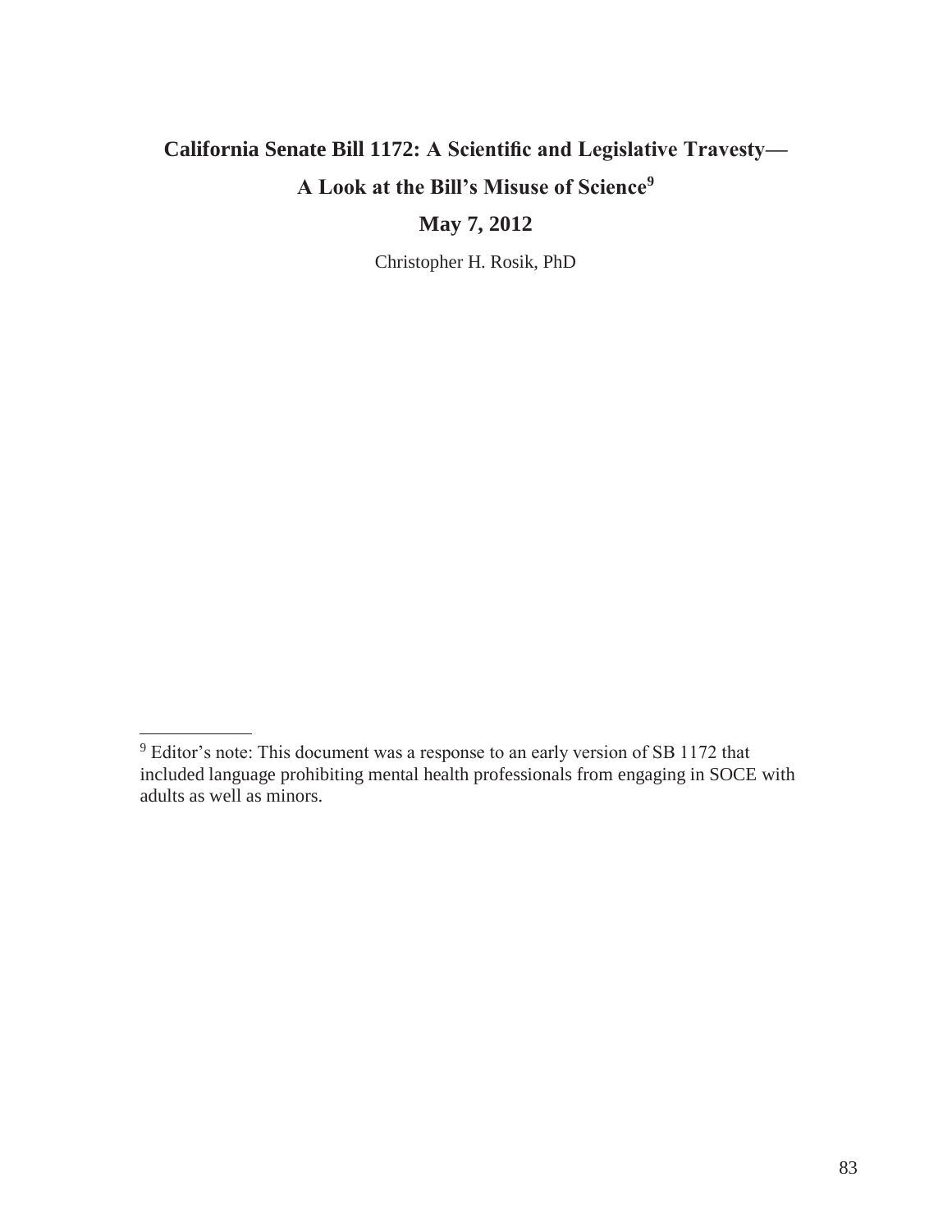# California Senate Bill 1172: A Scientific and Legislative Travesty—A Look at the Bill's Misuse of Science[9]

## May 7, 2012

Christopher H. Rosik, PhD

[9] Editor's note: This document was a response to an early version of SB 1172 that included language prohibiting mental health professionals from engaging in SOCE with adults as well as minors.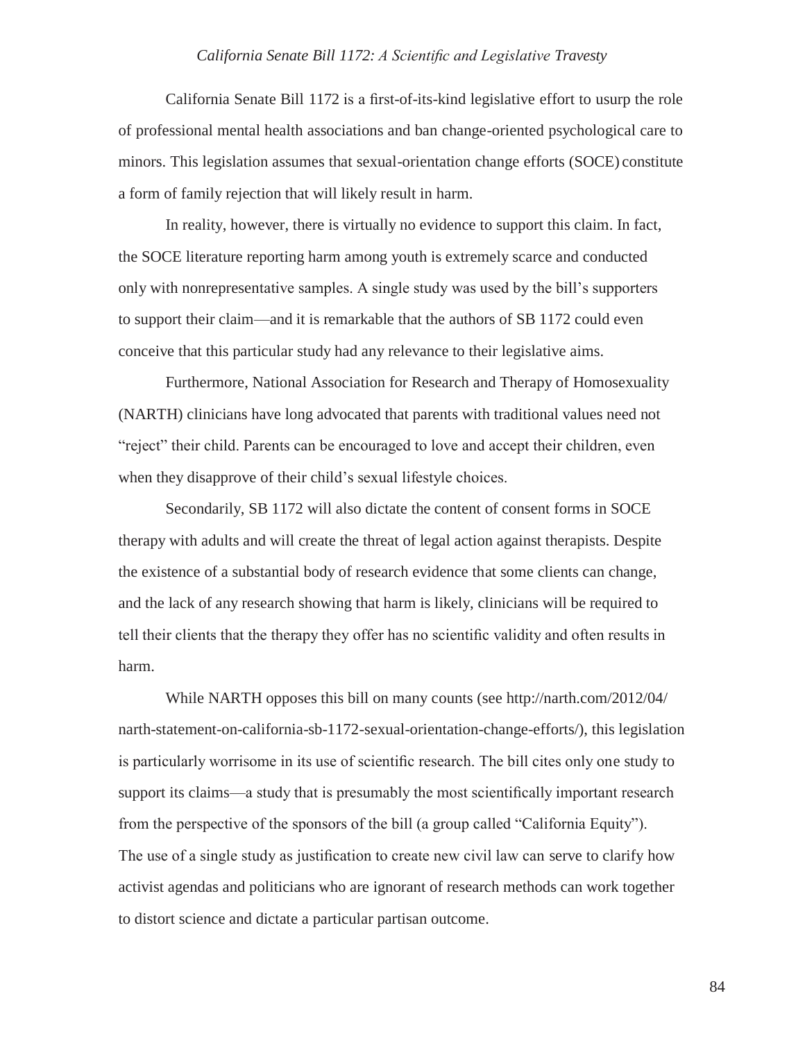California Senate Bill 1172 is a first-of-its-kind legislative effort to usurp the role of professional mental health associations and ban change-oriented psychological care to minors. This legislation assumes that sexual-orientation change efforts (SOCE) constitute a form of family rejection that will likely result in harm.

In reality, however, there is virtually no evidence to support this claim. In fact, the SOCE literature reporting harm among youth is extremely scarce and conducted only with nonrepresentative samples. A single study was used by the bill's supporters to support their claim—and it is remarkable that the authors of SB 1172 could even conceive that this particular study had any relevance to their legislative aims.

Furthermore, National Association for Research and Therapy of Homosexuality (NARTH) clinicians have long advocated that parents with traditional values need not "reject" their child. Parents can be encouraged to love and accept their children, even when they disapprove of their child's sexual lifestyle choices.

Secondarily, SB 1172 will also dictate the content of consent forms in SOCE therapy with adults and will create the threat of legal action against therapists. Despite the existence of a substantial body of research evidence that some clients can change, and the lack of any research showing that harm is likely, clinicians will be required to tell their clients that the therapy they offer has no scientific validity and often results in harm.

While NARTH opposes this bill on many counts (see http://narth.com/2012/04/narth-statement-on-california-sb-1172-sexual-orientation-change-efforts/), this legislation is particularly worrisome in its use of scientific research. The bill cites only one study to support its claims—a study that is presumably the most scientifically important research from the perspective of the sponsors of the bill (a group called "California Equity"). The use of a single study as justification to create new civil law can serve to clarify how activist agendas and politicians who are ignorant of research methods can work together to distort science and dictate a particular partisan outcome.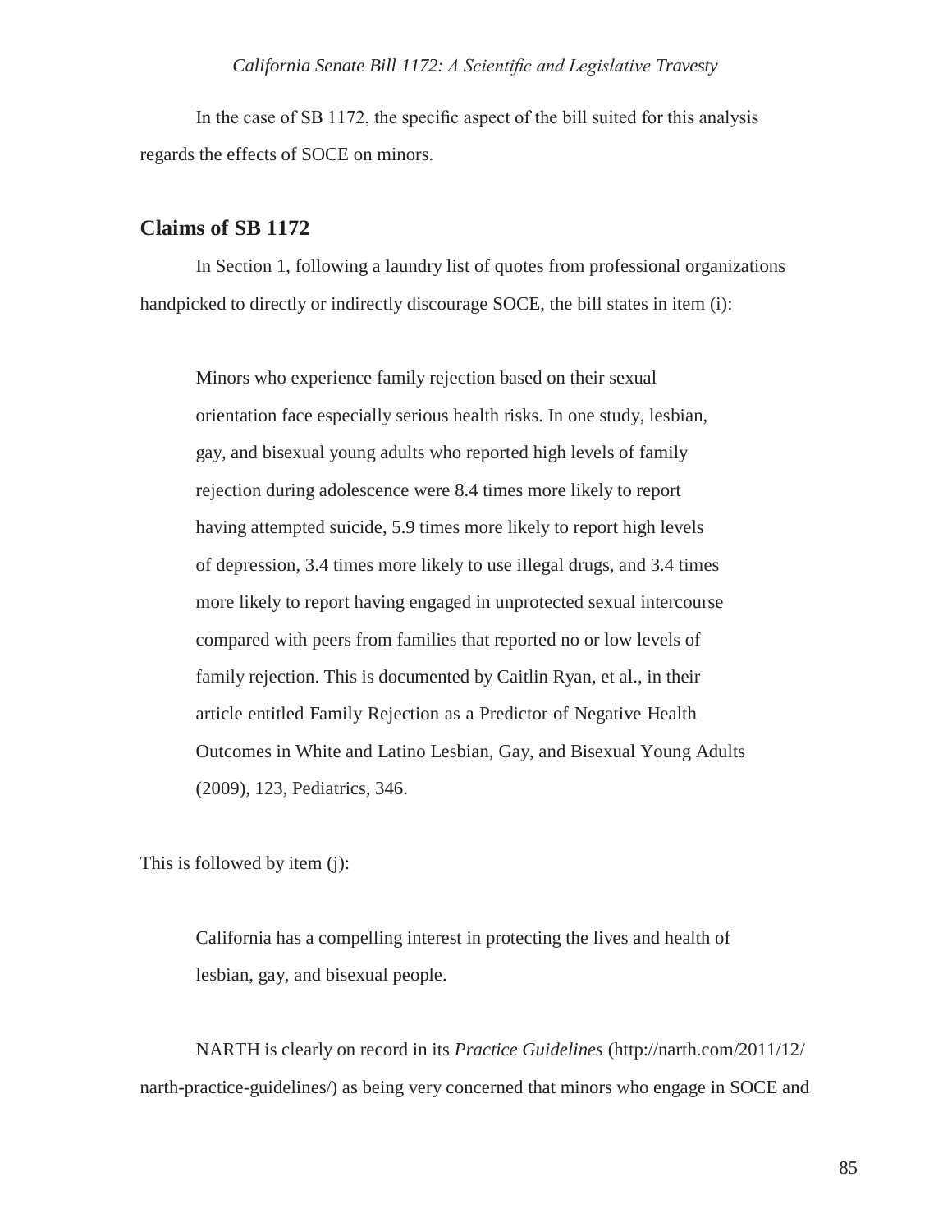In the case of SB 1172, the specific aspect of the bill suited for this analysis regards the effects of SOCE on minors.

## Claims of SB 1172

In Section 1, following a laundry list of quotes from professional organizations handpicked to directly or indirectly discourage SOCE, the bill states in item (i):

> Minors who experience family rejection based on their sexual orientation face especially serious health risks. In one study, lesbian, gay, and bisexual young adults who reported high levels of family rejection during adolescence were 8.4 times more likely to report having attempted suicide, 5.9 times more likely to report high levels of depression, 3.4 times more likely to use illegal drugs, and 3.4 times more likely to report having engaged in unprotected sexual intercourse compared with peers from families that reported no or low levels of family rejection. This is documented by Caitlin Ryan, et al., in their article entitled Family Rejection as a Predictor of Negative Health Outcomes in White and Latino Lesbian, Gay, and Bisexual Young Adults (2009), 123, Pediatrics, 346.

This is followed by item (j):

> California has a compelling interest in protecting the lives and health of lesbian, gay, and bisexual people.

NARTH is clearly on record in its *Practice Guidelines* (http://narth.com/2011/12/narth-practice-guidelines/) as being very concerned that minors who engage in SOCE and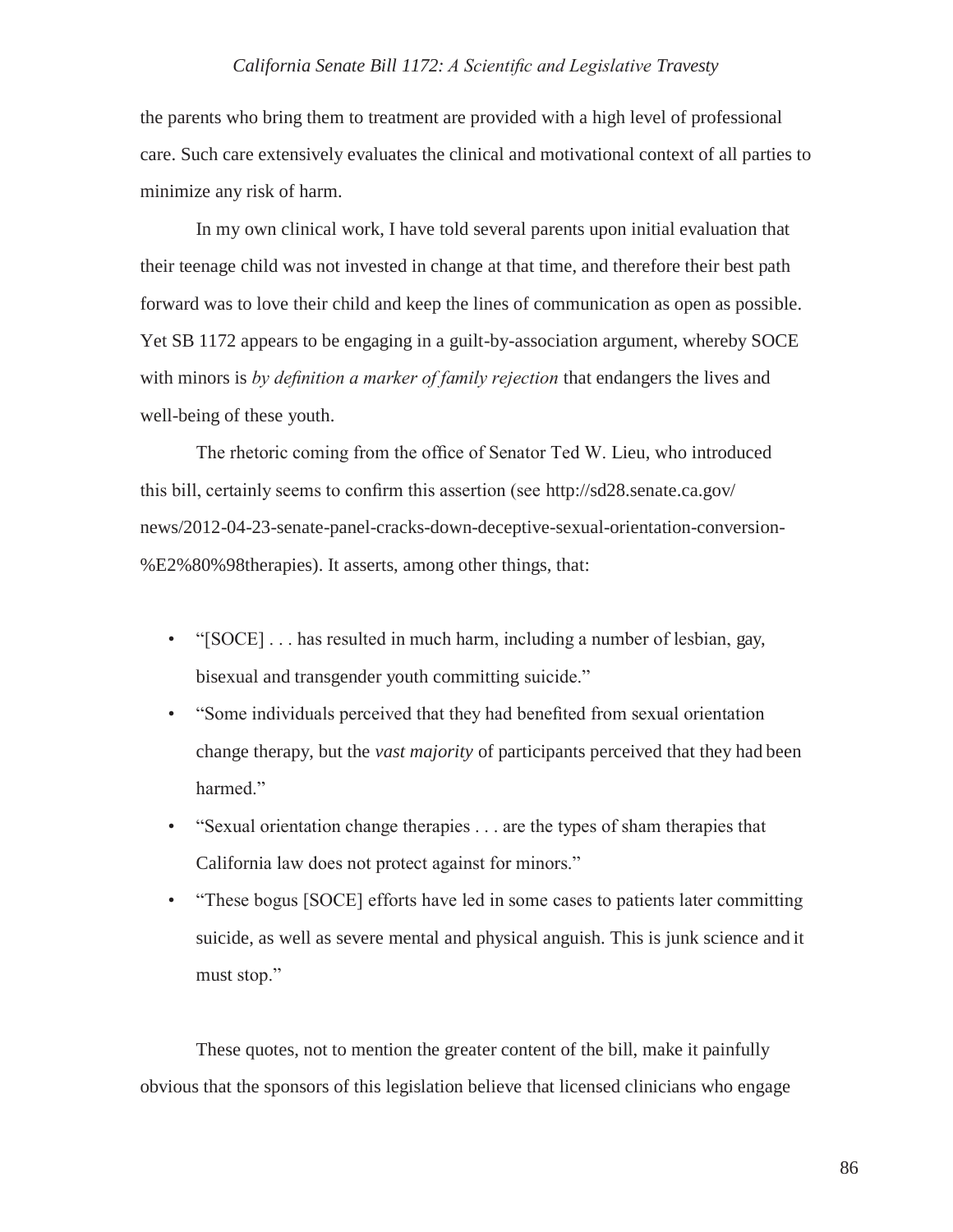the parents who bring them to treatment are provided with a high level of professional care. Such care extensively evaluates the clinical and motivational context of all parties to minimize any risk of harm.

In my own clinical work, I have told several parents upon initial evaluation that their teenage child was not invested in change at that time, and therefore their best path forward was to love their child and keep the lines of communication as open as possible. Yet SB 1172 appears to be engaging in a guilt-by-association argument, whereby SOCE with minors is *by definition a marker of family rejection* that endangers the lives and well-being of these youth.

The rhetoric coming from the office of Senator Ted W. Lieu, who introduced this bill, certainly seems to confirm this assertion (see http://sd28.senate.ca.gov/news/2012-04-23-senate-panel-cracks-down-deceptive-sexual-orientation-conversion-%E2%80%98therapies). It asserts, among other things, that:

- "[SOCE] . . . has resulted in much harm, including a number of lesbian, gay, bisexual and transgender youth committing suicide."
- "Some individuals perceived that they had benefited from sexual orientation change therapy, but the *vast majority* of participants perceived that they had been harmed."
- "Sexual orientation change therapies . . . are the types of sham therapies that California law does not protect against for minors."
- "These bogus [SOCE] efforts have led in some cases to patients later committing suicide, as well as severe mental and physical anguish. This is junk science and it must stop."

These quotes, not to mention the greater content of the bill, make it painfully obvious that the sponsors of this legislation believe that licensed clinicians who engage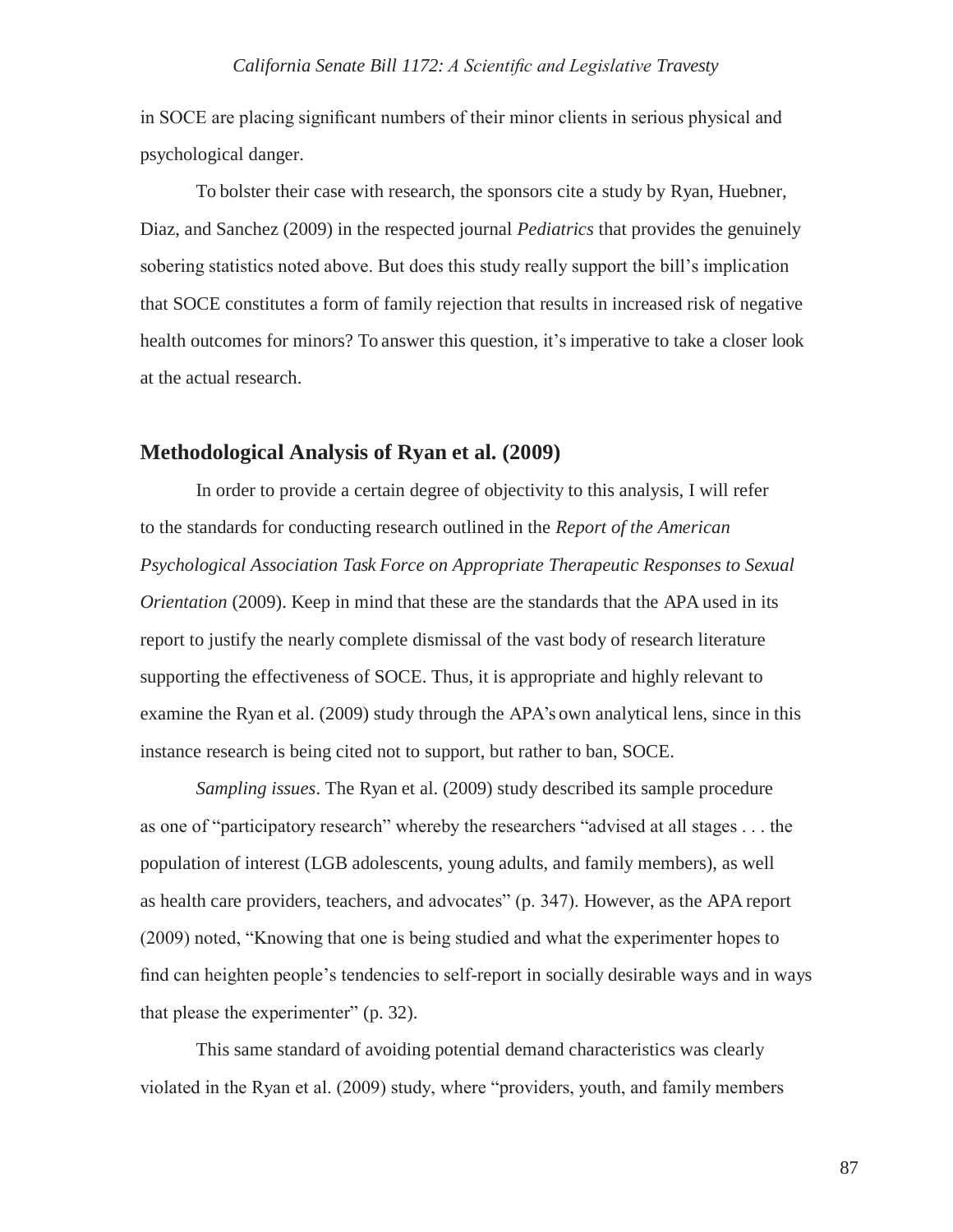in SOCE are placing significant numbers of their minor clients in serious physical and psychological danger.

To bolster their case with research, the sponsors cite a study by Ryan, Huebner, Diaz, and Sanchez (2009) in the respected journal *Pediatrics* that provides the genuinely sobering statistics noted above. But does this study really support the bill's implication that SOCE constitutes a form of family rejection that results in increased risk of negative health outcomes for minors? To answer this question, it's imperative to take a closer look at the actual research.

## Methodological Analysis of Ryan et al. (2009)

In order to provide a certain degree of objectivity to this analysis, I will refer to the standards for conducting research outlined in the *Report of the American Psychological Association Task Force on Appropriate Therapeutic Responses to Sexual Orientation* (2009). Keep in mind that these are the standards that the APA used in its report to justify the nearly complete dismissal of the vast body of research literature supporting the effectiveness of SOCE. Thus, it is appropriate and highly relevant to examine the Ryan et al. (2009) study through the APA's own analytical lens, since in this instance research is being cited not to support, but rather to ban, SOCE.

*Sampling issues*. The Ryan et al. (2009) study described its sample procedure as one of "participatory research" whereby the researchers "advised at all stages . . . the population of interest (LGB adolescents, young adults, and family members), as well as health care providers, teachers, and advocates" (p. 347). However, as the APA report (2009) noted, "Knowing that one is being studied and what the experimenter hopes to find can heighten people's tendencies to self-report in socially desirable ways and in ways that please the experimenter" (p. 32).

This same standard of avoiding potential demand characteristics was clearly violated in the Ryan et al. (2009) study, where "providers, youth, and family members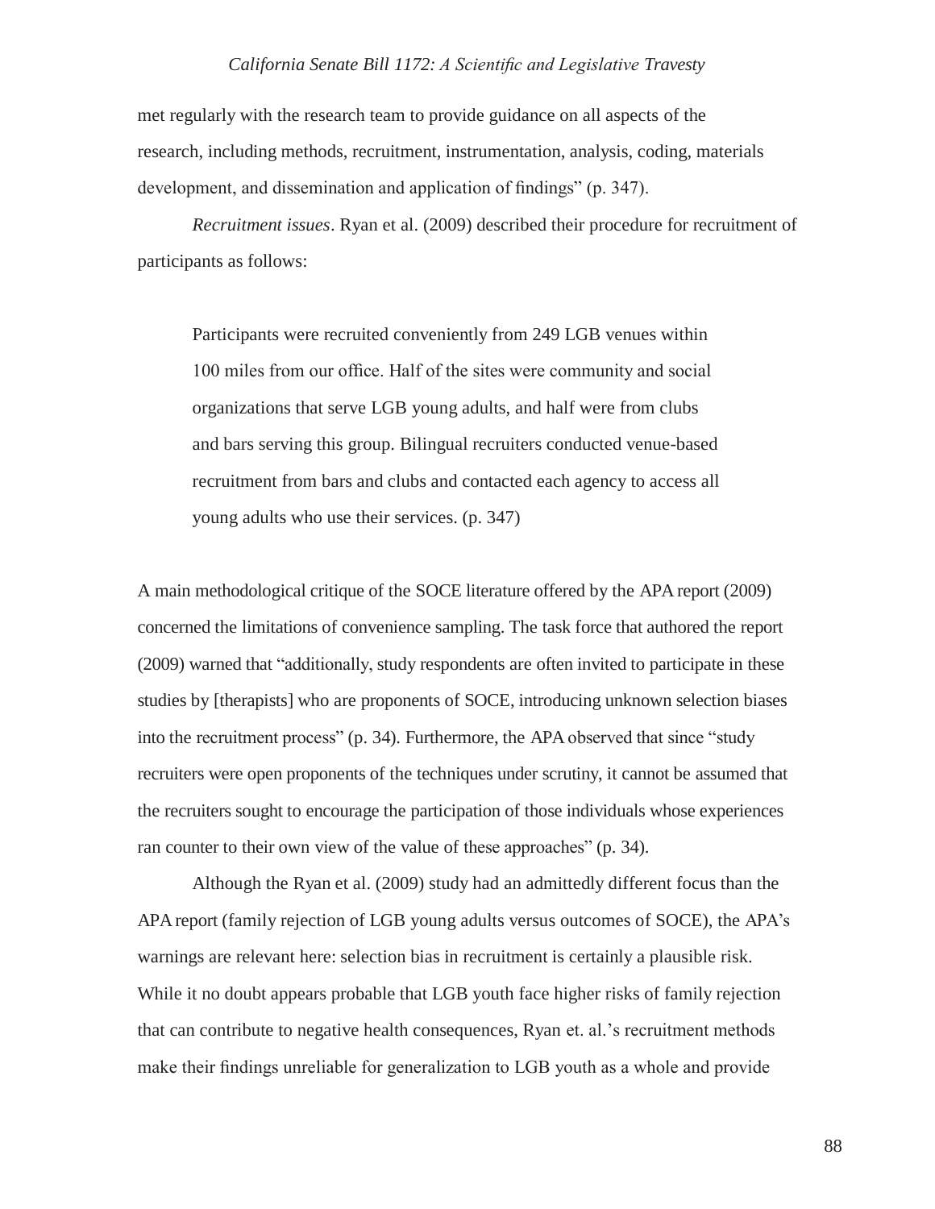met regularly with the research team to provide guidance on all aspects of the research, including methods, recruitment, instrumentation, analysis, coding, materials development, and dissemination and application of findings" (p. 347).

*Recruitment issues*. Ryan et al. (2009) described their procedure for recruitment of participants as follows:

> Participants were recruited conveniently from 249 LGB venues within 100 miles from our office. Half of the sites were community and social organizations that serve LGB young adults, and half were from clubs and bars serving this group. Bilingual recruiters conducted venue-based recruitment from bars and clubs and contacted each agency to access all young adults who use their services. (p. 347)

A main methodological critique of the SOCE literature offered by the APA report (2009) concerned the limitations of convenience sampling. The task force that authored the report (2009) warned that "additionally, study respondents are often invited to participate in these studies by [therapists] who are proponents of SOCE, introducing unknown selection biases into the recruitment process" (p. 34). Furthermore, the APA observed that since "study recruiters were open proponents of the techniques under scrutiny, it cannot be assumed that the recruiters sought to encourage the participation of those individuals whose experiences ran counter to their own view of the value of these approaches" (p. 34).

Although the Ryan et al. (2009) study had an admittedly different focus than the APA report (family rejection of LGB young adults versus outcomes of SOCE), the APA's warnings are relevant here: selection bias in recruitment is certainly a plausible risk. While it no doubt appears probable that LGB youth face higher risks of family rejection that can contribute to negative health consequences, Ryan et. al.'s recruitment methods make their findings unreliable for generalization to LGB youth as a whole and provide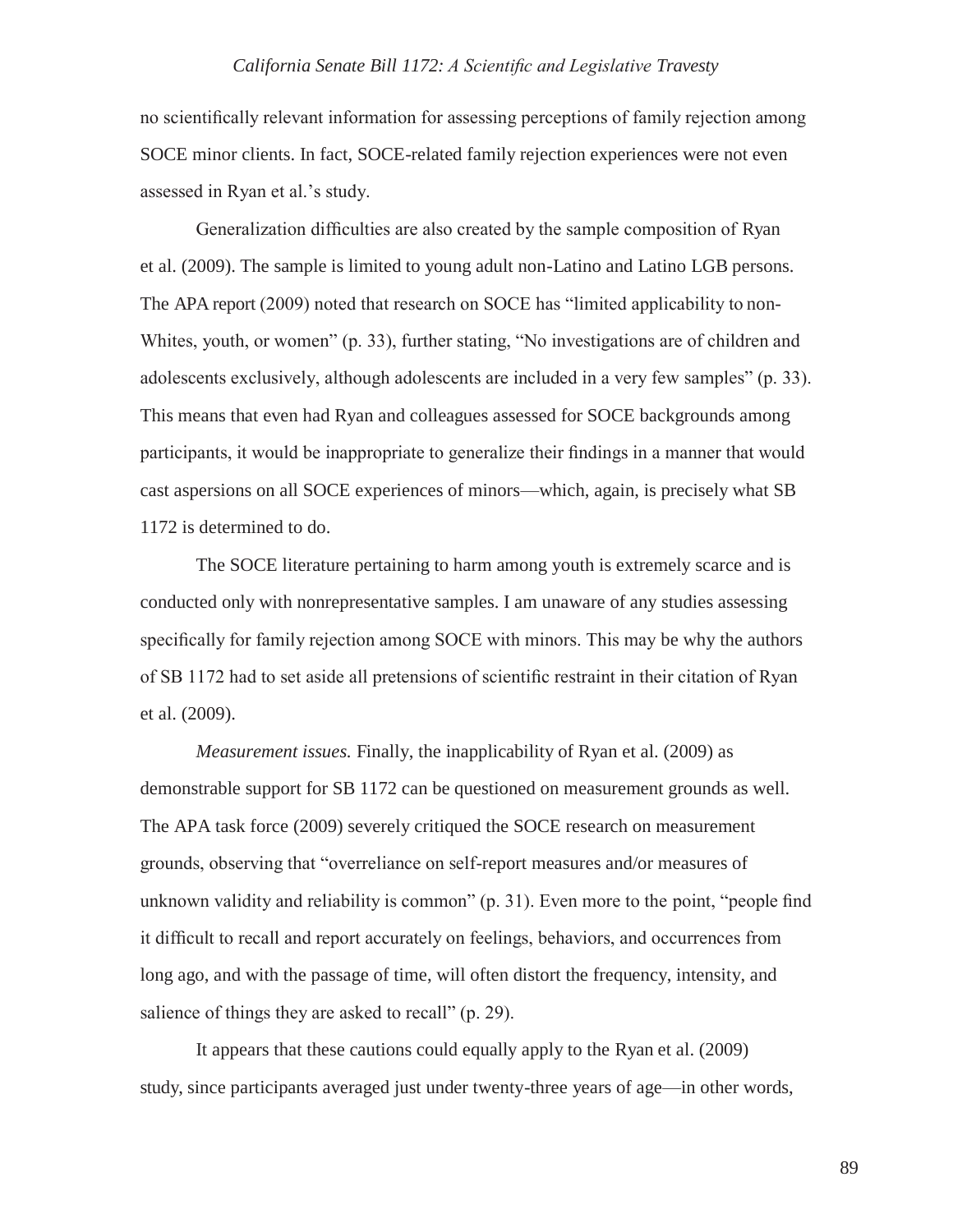no scientifically relevant information for assessing perceptions of family rejection among SOCE minor clients. In fact, SOCE-related family rejection experiences were not even assessed in Ryan et al.'s study.

Generalization difficulties are also created by the sample composition of Ryan et al. (2009). The sample is limited to young adult non-Latino and Latino LGB persons. The APA report (2009) noted that research on SOCE has "limited applicability to non-Whites, youth, or women" (p. 33), further stating, "No investigations are of children and adolescents exclusively, although adolescents are included in a very few samples" (p. 33). This means that even had Ryan and colleagues assessed for SOCE backgrounds among participants, it would be inappropriate to generalize their findings in a manner that would cast aspersions on all SOCE experiences of minors—which, again, is precisely what SB 1172 is determined to do.

The SOCE literature pertaining to harm among youth is extremely scarce and is conducted only with nonrepresentative samples. I am unaware of any studies assessing specifically for family rejection among SOCE with minors. This may be why the authors of SB 1172 had to set aside all pretensions of scientific restraint in their citation of Ryan et al. (2009).

*Measurement issues.* Finally, the inapplicability of Ryan et al. (2009) as demonstrable support for SB 1172 can be questioned on measurement grounds as well. The APA task force (2009) severely critiqued the SOCE research on measurement grounds, observing that "overreliance on self-report measures and/or measures of unknown validity and reliability is common" (p. 31). Even more to the point, "people find it difficult to recall and report accurately on feelings, behaviors, and occurrences from long ago, and with the passage of time, will often distort the frequency, intensity, and salience of things they are asked to recall" (p. 29).

It appears that these cautions could equally apply to the Ryan et al. (2009) study, since participants averaged just under twenty-three years of age—in other words,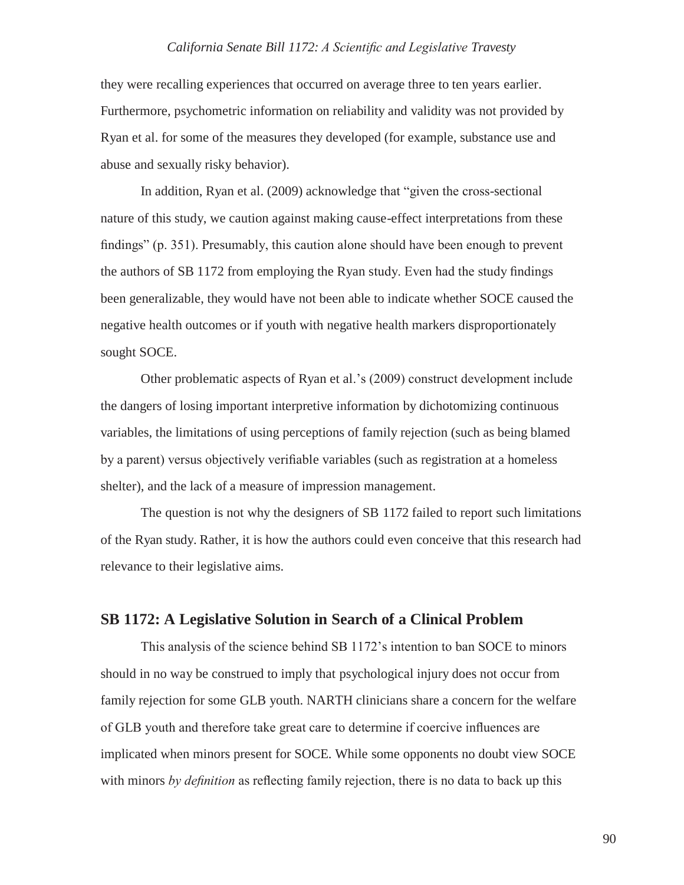they were recalling experiences that occurred on average three to ten years earlier. Furthermore, psychometric information on reliability and validity was not provided by Ryan et al. for some of the measures they developed (for example, substance use and abuse and sexually risky behavior).

In addition, Ryan et al. (2009) acknowledge that "given the cross-sectional nature of this study, we caution against making cause-effect interpretations from these findings" (p. 351). Presumably, this caution alone should have been enough to prevent the authors of SB 1172 from employing the Ryan study. Even had the study findings been generalizable, they would have not been able to indicate whether SOCE caused the negative health outcomes or if youth with negative health markers disproportionately sought SOCE.

Other problematic aspects of Ryan et al.'s (2009) construct development include the dangers of losing important interpretive information by dichotomizing continuous variables, the limitations of using perceptions of family rejection (such as being blamed by a parent) versus objectively verifiable variables (such as registration at a homeless shelter), and the lack of a measure of impression management.

The question is not why the designers of SB 1172 failed to report such limitations of the Ryan study. Rather, it is how the authors could even conceive that this research had relevance to their legislative aims.

## SB 1172: A Legislative Solution in Search of a Clinical Problem

This analysis of the science behind SB 1172's intention to ban SOCE to minors should in no way be construed to imply that psychological injury does not occur from family rejection for some GLB youth. NARTH clinicians share a concern for the welfare of GLB youth and therefore take great care to determine if coercive influences are implicated when minors present for SOCE. While some opponents no doubt view SOCE with minors *by definition* as reflecting family rejection, there is no data to back up this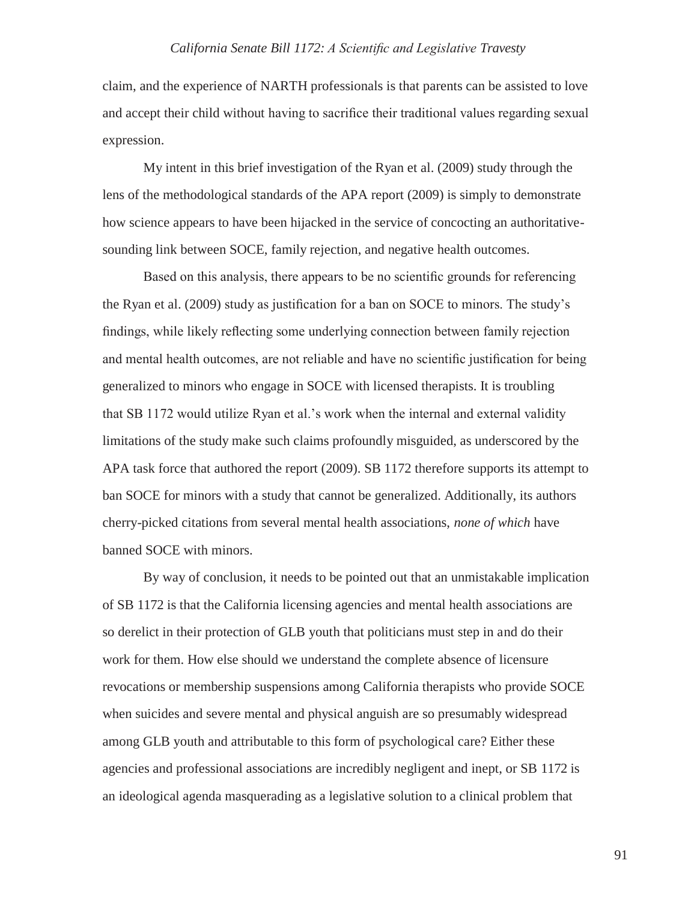claim, and the experience of NARTH professionals is that parents can be assisted to love and accept their child without having to sacrifice their traditional values regarding sexual expression.

My intent in this brief investigation of the Ryan et al. (2009) study through the lens of the methodological standards of the APA report (2009) is simply to demonstrate how science appears to have been hijacked in the service of concocting an authoritative-sounding link between SOCE, family rejection, and negative health outcomes.

Based on this analysis, there appears to be no scientific grounds for referencing the Ryan et al. (2009) study as justification for a ban on SOCE to minors. The study's findings, while likely reflecting some underlying connection between family rejection and mental health outcomes, are not reliable and have no scientific justification for being generalized to minors who engage in SOCE with licensed therapists. It is troubling that SB 1172 would utilize Ryan et al.'s work when the internal and external validity limitations of the study make such claims profoundly misguided, as underscored by the APA task force that authored the report (2009). SB 1172 therefore supports its attempt to ban SOCE for minors with a study that cannot be generalized. Additionally, its authors cherry-picked citations from several mental health associations, *none of which* have banned SOCE with minors.

By way of conclusion, it needs to be pointed out that an unmistakable implication of SB 1172 is that the California licensing agencies and mental health associations are so derelict in their protection of GLB youth that politicians must step in and do their work for them. How else should we understand the complete absence of licensure revocations or membership suspensions among California therapists who provide SOCE when suicides and severe mental and physical anguish are so presumably widespread among GLB youth and attributable to this form of psychological care? Either these agencies and professional associations are incredibly negligent and inept, or SB 1172 is an ideological agenda masquerading as a legislative solution to a clinical problem that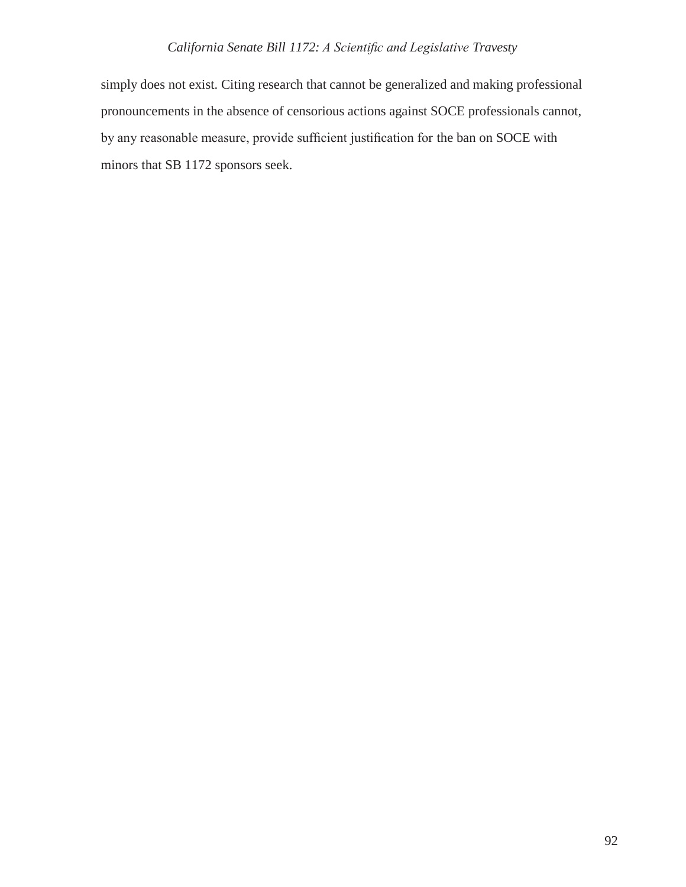simply does not exist. Citing research that cannot be generalized and making professional pronouncements in the absence of censorious actions against SOCE professionals cannot, by any reasonable measure, provide sufficient justification for the ban on SOCE with minors that SB 1172 sponsors seek.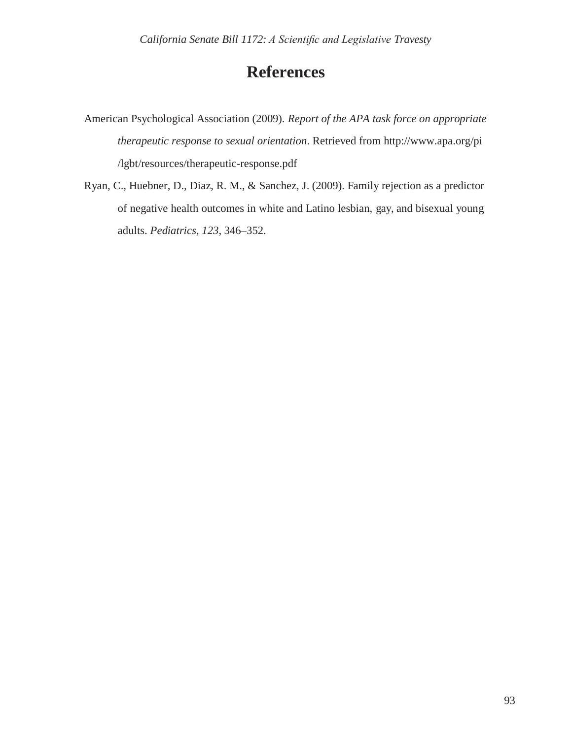## References

American Psychological Association (2009). *Report of the APA task force on appropriate therapeutic response to sexual orientation*. Retrieved from http://www.apa.org/pi/lgbt/resources/therapeutic-response.pdf

Ryan, C., Huebner, D., Diaz, R. M., & Sanchez, J. (2009). Family rejection as a predictor of negative health outcomes in white and Latino lesbian, gay, and bisexual young adults. *Pediatrics, 123*, 346–352.